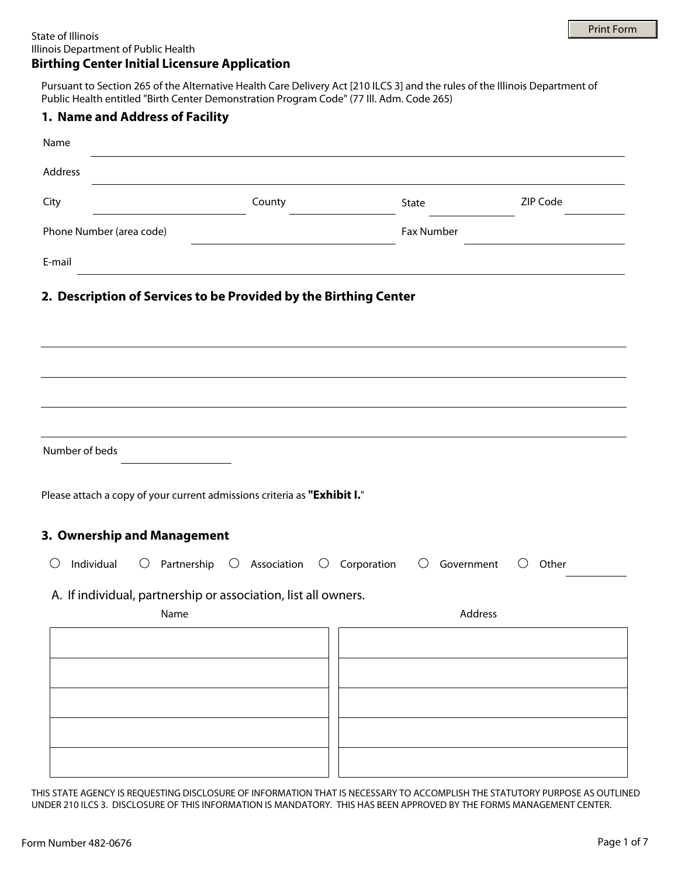State of Illinois
Illinois Department of Public Health

# Birthing Center Initial Licensure Application

Pursuant to Section 265 of the Alternative Health Care Delivery Act [210 ILCS 3] and the rules of the Illinois Department of Public Health entitled "Birth Center Demonstration Program Code" (77 Ill. Adm. Code 265)

## 1. Name and Address of Facility

Name ______________________________

Address ______________________________

City ______________ County ______________ State ______________ ZIP Code ______________

Phone Number (area code) ______________ Fax Number ______________

E-mail ______________________________

## 2. Description of Services to be Provided by the Birthing Center

______________________________

______________________________

______________________________

______________________________

Number of beds ______________

Please attach a copy of your current admissions criteria as **"Exhibit I."**

## 3. Ownership and Management

○ Individual ○ Partnership ○ Association ○ Corporation ○ Government ○ Other ______________

A. If individual, partnership or association, list all owners.

| Name | Address |
|---|---|
| | |
| | |
| | |
| | |
| | |

THIS STATE AGENCY IS REQUESTING DISCLOSURE OF INFORMATION THAT IS NECESSARY TO ACCOMPLISH THE STATUTORY PURPOSE AS OUTLINED UNDER 210 ILCS 3. DISCLOSURE OF THIS INFORMATION IS MANDATORY. THIS HAS BEEN APPROVED BY THE FORMS MANAGEMENT CENTER.

Form Number 482-0676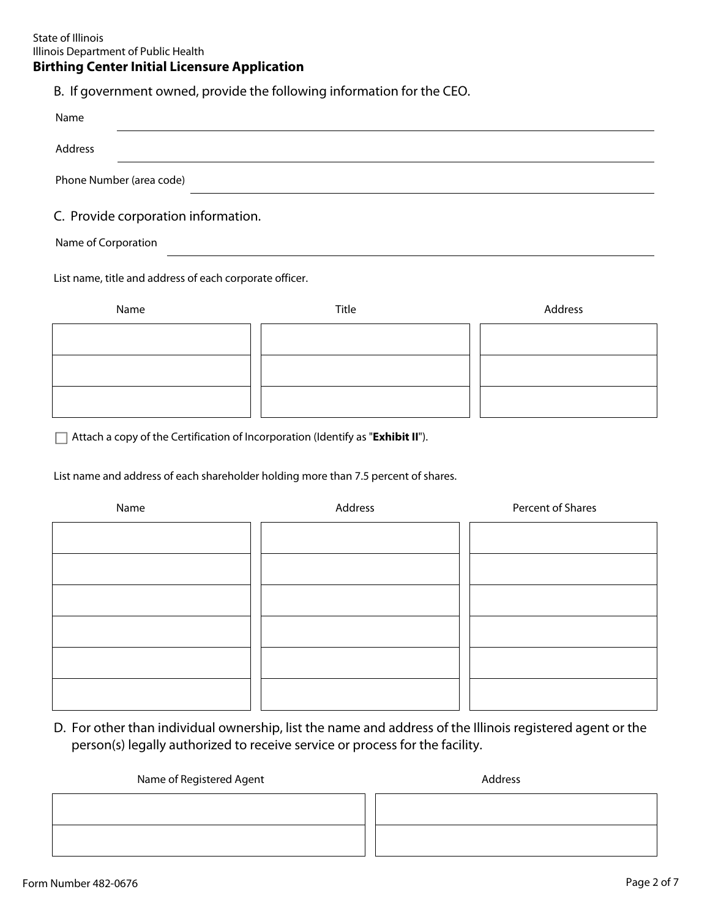B. If government owned, provide the following information for the CEO.

Name ______________________________

Address ______________________________

Phone Number (area code) ______________________________

C. Provide corporation information.

Name of Corporation ______________________________

List name, title and address of each corporate officer.

| Name | Title | Address |
|---|---|---|
| | | |
| | | |
| | | |

☐ Attach a copy of the Certification of Incorporation (Identify as "**Exhibit II**").

List name and address of each shareholder holding more than 7.5 percent of shares.

| Name | Address | Percent of Shares |
|---|---|---|
| | | |
| | | |
| | | |
| | | |
| | | |
| | | |

D. For other than individual ownership, list the name and address of the Illinois registered agent or the person(s) legally authorized to receive service or process for the facility.

| Name of Registered Agent | Address |
|---|---|
| | |
| | |

Form Number 482-0676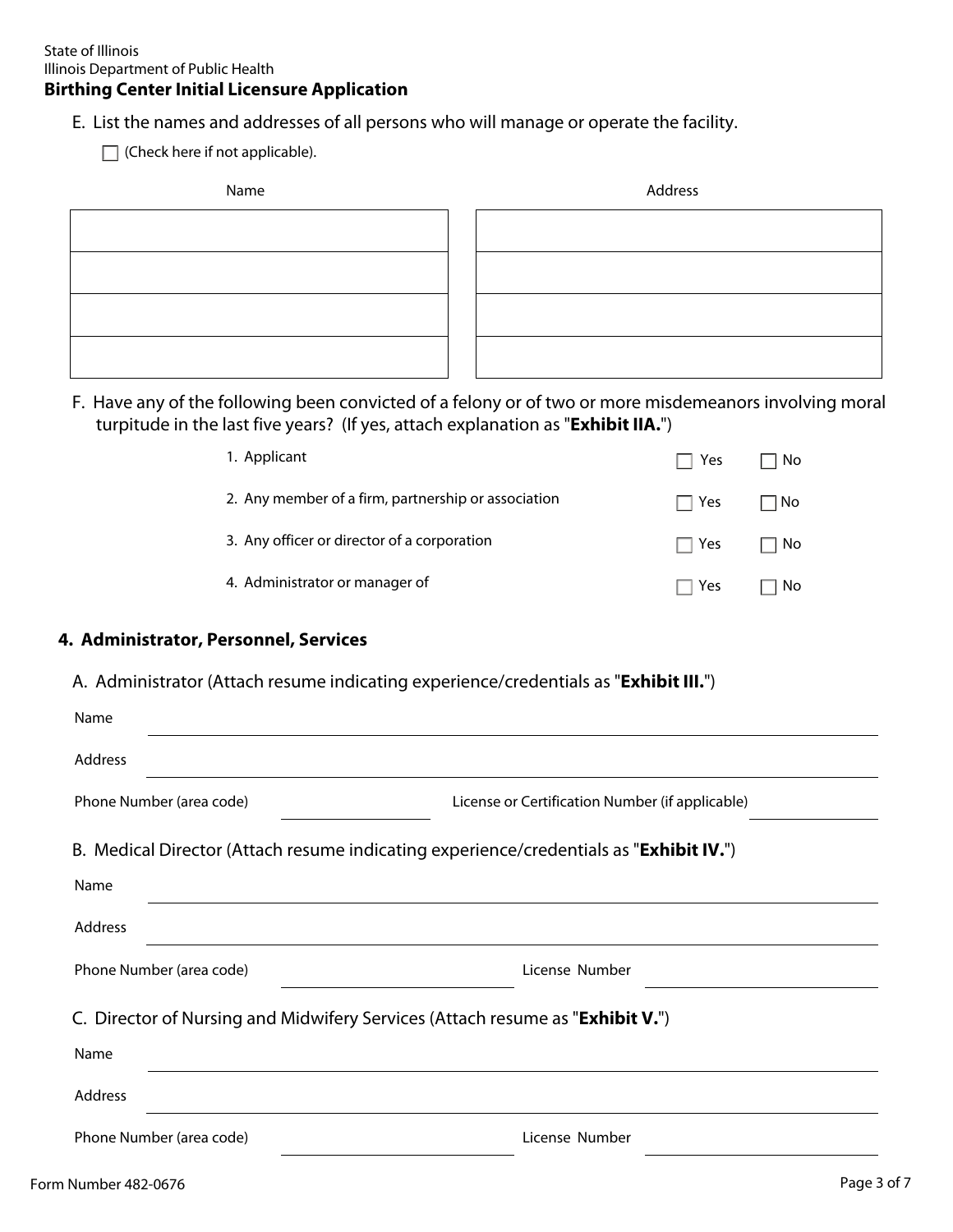State of Illinois
Illinois Department of Public Health
**Birthing Center Initial Licensure Application**

E. List the names and addresses of all persons who will manage or operate the facility.

☐ (Check here if not applicable).

| Name | Address |
| --- | --- |
| | |
| | |
| | |
| | |

F. Have any of the following been convicted of a felony or of two or more misdemeanors involving moral turpitude in the last five years? (If yes, attach explanation as "**Exhibit IIA.**")

| | | |
| --- | --- | --- |
| 1. Applicant | ☐ Yes | ☐ No |
| 2. Any member of a firm, partnership or association | ☐ Yes | ☐ No |
| 3. Any officer or director of a corporation | ☐ Yes | ☐ No |
| 4. Administrator or manager of | ☐ Yes | ☐ No |

## 4. Administrator, Personnel, Services

A. Administrator (Attach resume indicating experience/credentials as "**Exhibit III.**")

Name ______________________________

Address ______________________________

Phone Number (area code) ______________ License or Certification Number (if applicable) ______________

B. Medical Director (Attach resume indicating experience/credentials as "**Exhibit IV.**")

Name ______________________________

Address ______________________________

Phone Number (area code) ______________ License Number ______________

C. Director of Nursing and Midwifery Services (Attach resume as "**Exhibit V.**")

Name ______________________________

Address ______________________________

Phone Number (area code) ______________ License Number ______________

Form Number 482-0676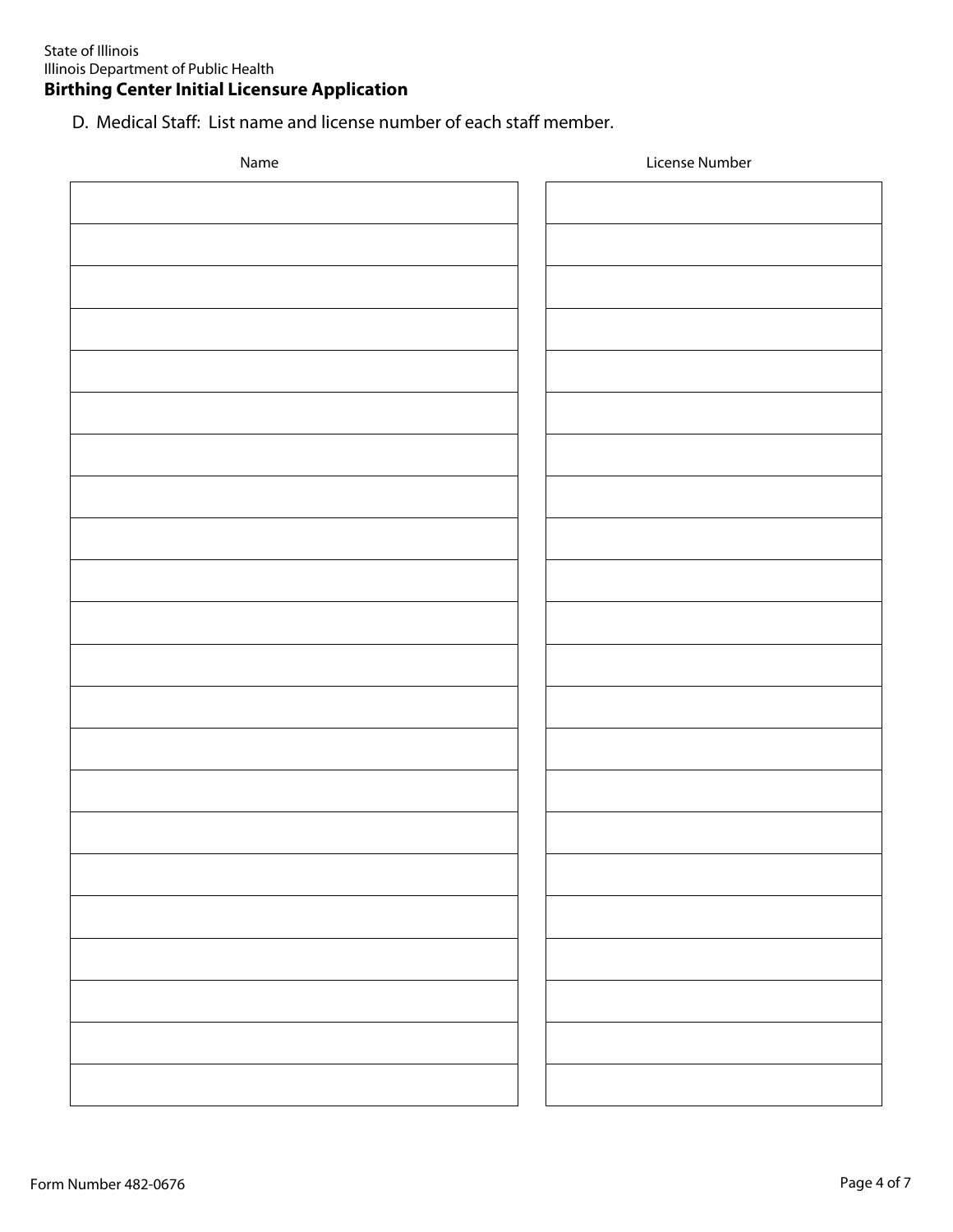State of Illinois
Illinois Department of Public Health

**Birthing Center Initial Licensure Application**

D. Medical Staff: List name and license number of each staff member.

| Name | License Number |
| --- | --- |
| | |
| | |
| | |
| | |
| | |
| | |
| | |
| | |
| | |
| | |
| | |
| | |
| | |
| | |
| | |
| | |
| | |
| | |
| | |
| | |
| | |
| | |

Form Number 482-0676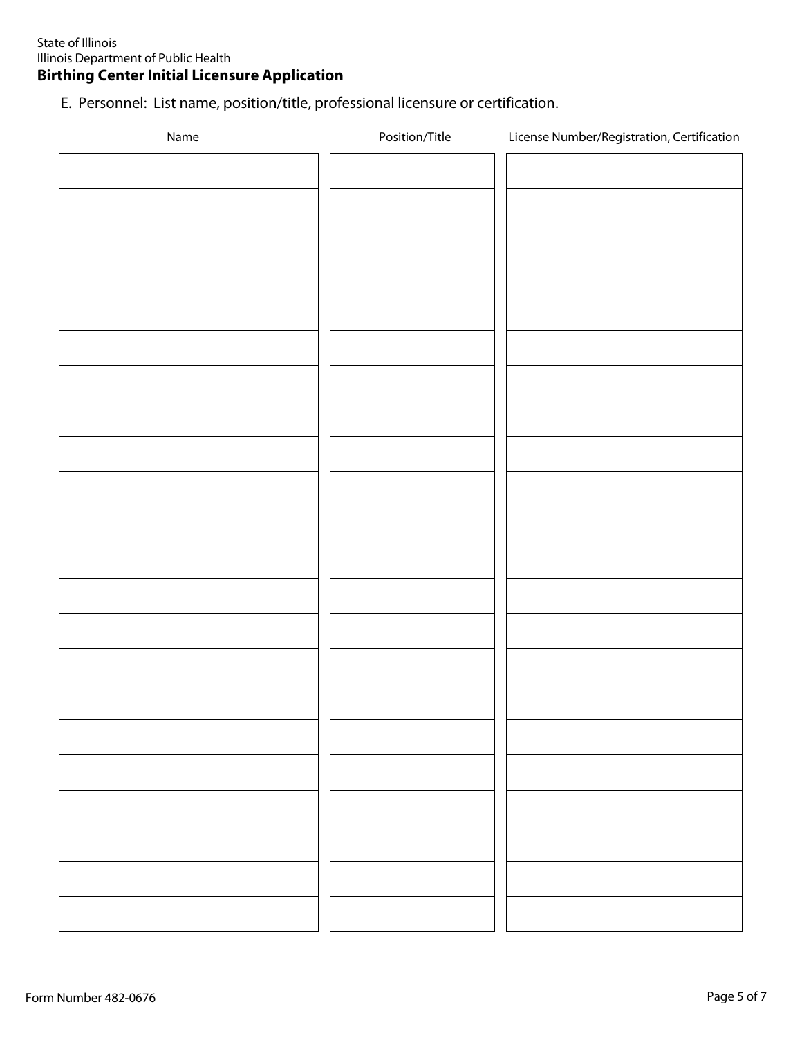State of Illinois
Illinois Department of Public Health
**Birthing Center Initial Licensure Application**

E. Personnel: List name, position/title, professional licensure or certification.

| Name | Position/Title | License Number/Registration, Certification |
|---|---|---|
| | | |
| | | |
| | | |
| | | |
| | | |
| | | |
| | | |
| | | |
| | | |
| | | |
| | | |
| | | |
| | | |
| | | |
| | | |
| | | |
| | | |
| | | |
| | | |
| | | |
| | | |
| | | |

Form Number 482-0676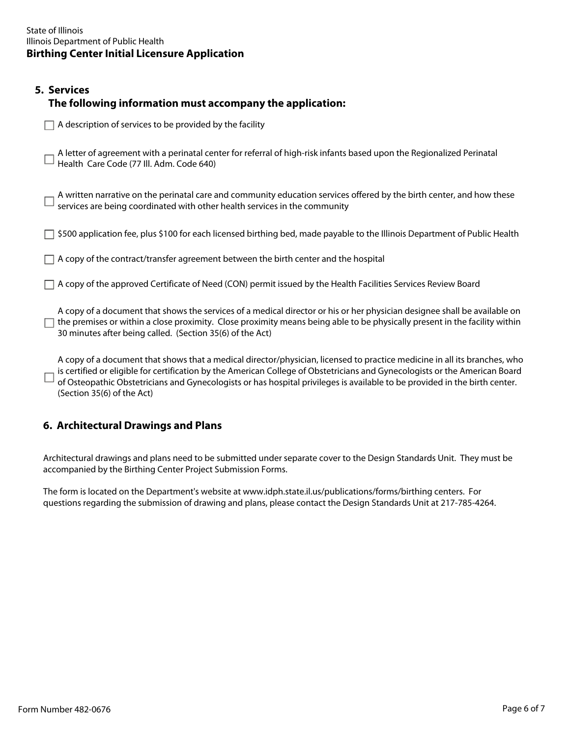## 5. Services

**The following information must accompany the application:**

- ☐ A description of services to be provided by the facility
- ☐ A letter of agreement with a perinatal center for referral of high-risk infants based upon the Regionalized Perinatal Health Care Code (77 Ill. Adm. Code 640)
- ☐ A written narrative on the perinatal care and community education services offered by the birth center, and how these services are being coordinated with other health services in the community
- ☐ $500 application fee, plus $100 for each licensed birthing bed, made payable to the Illinois Department of Public Health
- ☐ A copy of the contract/transfer agreement between the birth center and the hospital
- ☐ A copy of the approved Certificate of Need (CON) permit issued by the Health Facilities Services Review Board
- ☐ A copy of a document that shows the services of a medical director or his or her physician designee shall be available on the premises or within a close proximity. Close proximity means being able to be physically present in the facility within 30 minutes after being called. (Section 35(6) of the Act)
- ☐ A copy of a document that shows that a medical director/physician, licensed to practice medicine in all its branches, who is certified or eligible for certification by the American College of Obstetricians and Gynecologists or the American Board of Osteopathic Obstetricians and Gynecologists or has hospital privileges is available to be provided in the birth center. (Section 35(6) of the Act)

## 6. Architectural Drawings and Plans

Architectural drawings and plans need to be submitted under separate cover to the Design Standards Unit. They must be accompanied by the Birthing Center Project Submission Forms.

The form is located on the Department's website at www.idph.state.il.us/publications/forms/birthing centers. For questions regarding the submission of drawing and plans, please contact the Design Standards Unit at 217-785-4264.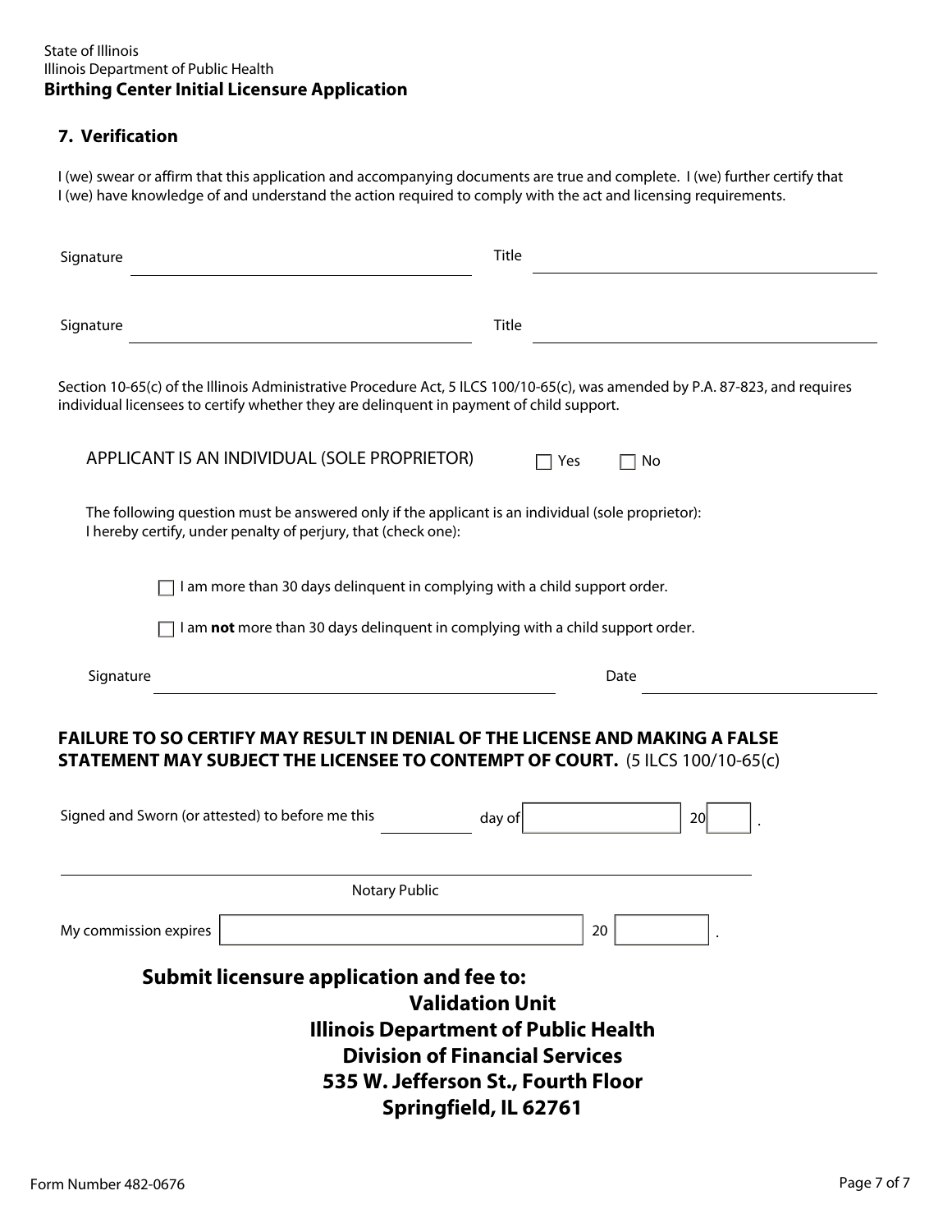## 7. Verification

I (we) swear or affirm that this application and accompanying documents are true and complete. I (we) further certify that I (we) have knowledge of and understand the action required to comply with the act and licensing requirements.

Signature ______________________________ Title ______________________________

Signature ______________________________ Title ______________________________

Section 10-65(c) of the Illinois Administrative Procedure Act, 5 ILCS 100/10-65(c), was amended by P.A. 87-823, and requires individual licensees to certify whether they are delinquent in payment of child support.

APPLICANT IS AN INDIVIDUAL (SOLE PROPRIETOR) ☐ Yes ☐ No

The following question must be answered only if the applicant is an individual (sole proprietor):
I hereby certify, under penalty of perjury, that (check one):

☐ I am more than 30 days delinquent in complying with a child support order.

☐ I am **not** more than 30 days delinquent in complying with a child support order.

Signature ______________________________ Date ______________

**FAILURE TO SO CERTIFY MAY RESULT IN DENIAL OF THE LICENSE AND MAKING A FALSE STATEMENT MAY SUBJECT THE LICENSEE TO CONTEMPT OF COURT.** (5 ILCS 100/10-65(c)

Signed and Sworn (or attested) to before me this ________ day of ______________ 20____.

______________________________
Notary Public

My commission expires ______________ 20____.

**Submit licensure application and fee to:**

**Validation Unit**
**Illinois Department of Public Health**
**Division of Financial Services**
**535 W. Jefferson St., Fourth Floor**
**Springfield, IL 62761**

Form Number 482-0676